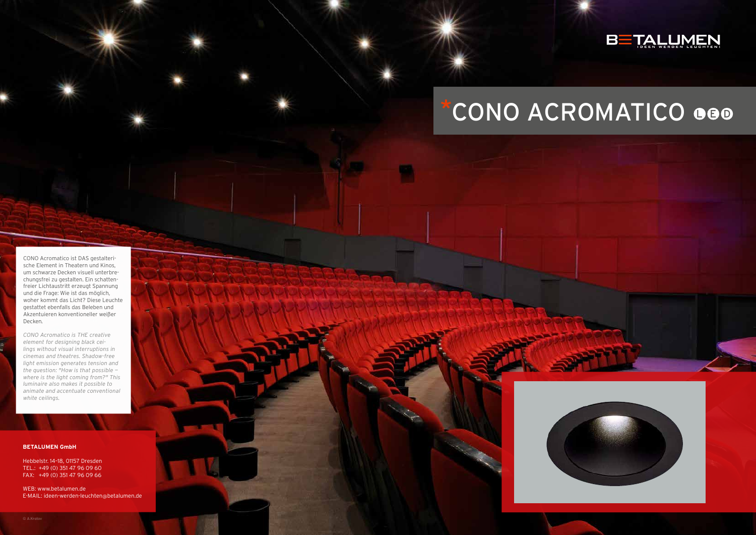BETALUMEN
IDEEN WERDEN LEUCHTEN!

# *CONO ACROMATICO LED

CONO Acromatico ist DAS gestalterische Element in Theatern und Kinos, um schwarze Decken visuell unterbrechungsfrei zu gestalten. Ein schattenfreier Lichtaustritt erzeugt Spannung und die Frage: Wie ist das möglich, woher kommt das Licht? Diese Leuchte gestattet ebenfalls das Beleben und Akzentuieren konventioneller weißer Decken.

*CONO Acromatico is THE creative element for designing black ceilings without visual interruptions in cinemas and theatres. Shadow-free light emission generates tension and the question: "How is that possible – where is the light coming from?" This luminaire also makes it possible to animate and accentuate conventional white ceilings.*

**BETALUMEN GmbH**

Hebbelstr. 14–18, 01157 Dresden
TEL.: +49 (0) 351 47 96 09 60
FAX: +49 (0) 351 47 96 09 66

WEB: www.betalumen.de
E-MAIL: ideen-werden-leuchten@betalumen.de

© A.Krotov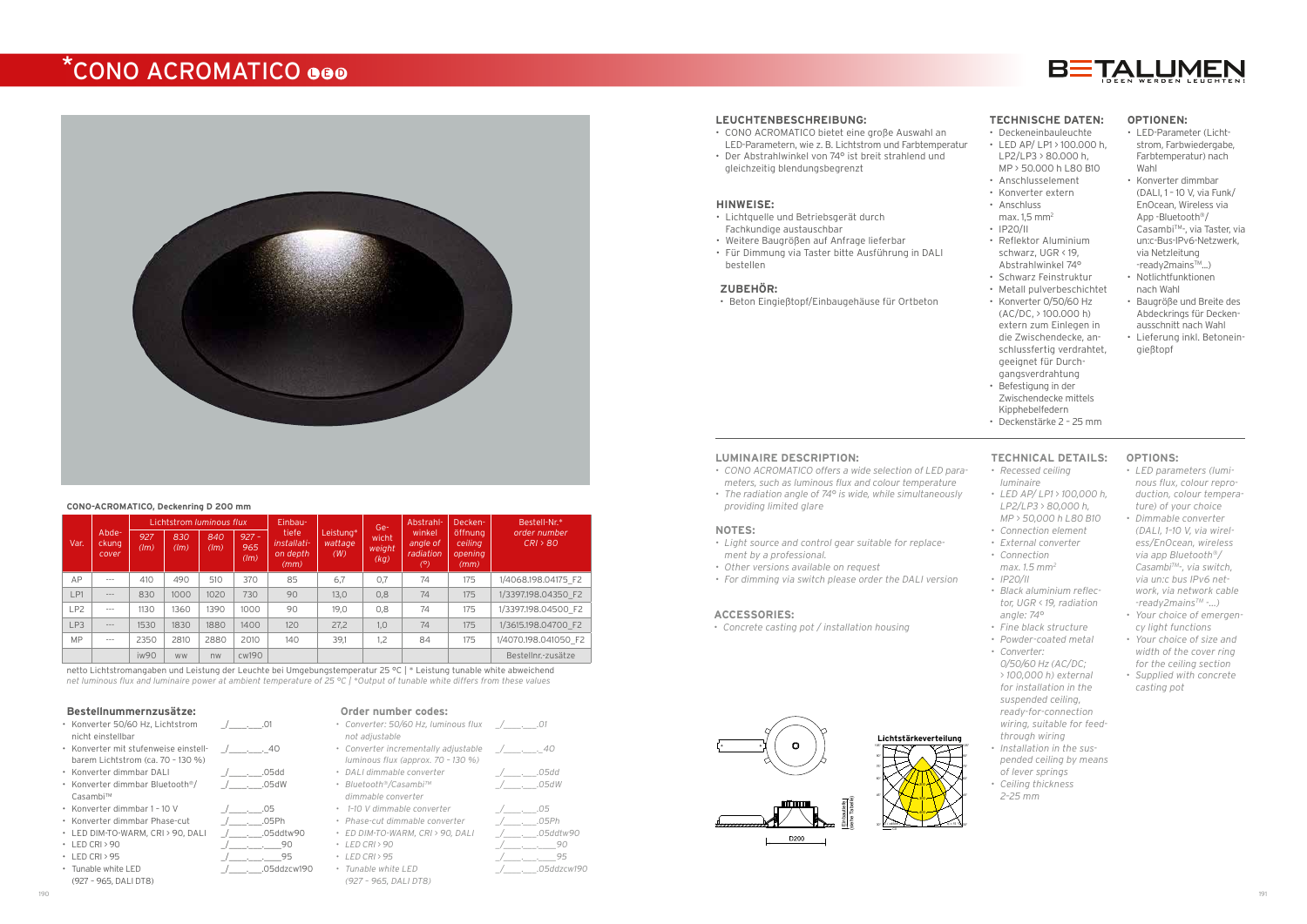# *CONO ACROMATICO

BETALUMEN
IDEEN WERDEN LEUCHTEN!

## LEUCHTENBESCHREIBUNG:

- CONO ACROMATICO bietet eine große Auswahl an LED-Parametern, wie z. B. Lichtstrom und Farbtemperatur
- Der Abstrahlwinkel von 74° ist breit strahlend und gleichzeitig blendungsbegrenzt

## HINWEISE:

- Lichtquelle und Betriebsgerät durch Fachkundige austauschbar
- Weitere Baugrößen auf Anfrage lieferbar
- Für Dimmung via Taster bitte Ausführung in DALI bestellen

## ZUBEHÖR:

- Beton Eingießtopf/Einbaugehäuse für Ortbeton

## TECHNISCHE DATEN:

- Deckeneinbauleuchte
- LED AP/ LP1 > 100.000 h, LP2/LP3 > 80.000 h, MP > 50.000 h L80 B10
- Anschlusselement
- Konverter extern
- Anschluss max. 1,5 mm²
- IP20/II
- Reflektor Aluminium schwarz, UGR < 19, Abstrahlwinkel 74°
- Schwarz Feinstruktur
- Metall pulverbeschichtet
- Konverter 0/50/60 Hz (AC/DC, > 100.000 h) extern zum Einlegen in die Zwischendecke, anschlussfertig verdrahtet, geeignet für Durchgangsverdrahtung
- Befestigung in der Zwischendecke mittels Kipphebelfedern
- Deckenstärke 2 – 25 mm

## OPTIONEN:

- LED-Parameter (Lichtstrom, Farbwiedergabe, Farbtemperatur) nach Wahl
- Konverter dimmbar (DALI, 1 – 10 V, via Funk/ EnOcean, Wireless via App -Bluetooth®/ Casambi™-, via Taster, via un:c-Bus-IPv6-Netzwerk, via Netzleitung -ready2mains™...)
- Notlichtfunktionen nach Wahl
- Baugröße und Breite des Abdeckrings für Deckenausschnitt nach Wahl
- Lieferung inkl. Betoneingießtopf

## LUMINAIRE DESCRIPTION:

- *CONO ACROMATICO offers a wide selection of LED parameters, such as luminous flux and colour temperature*
- *The radiation angle of 74° is wide, while simultaneously providing limited glare*

## NOTES:

- *Light source and control gear suitable for replacement by a professional.*
- *Other versions available on request*
- *For dimming via switch please order the DALI version*

## ACCESSORIES:

- *Concrete casting pot / installation housing*

## TECHNICAL DETAILS:

- *Recessed ceiling luminaire*
- *LED AP/ LP1 > 100,000 h, LP2/LP3 > 80,000 h, MP > 50,000 h L80 B10*
- *Connection element*
- *External converter*
- *Connection max. 1.5 mm²*
- *IP20/II*
- *Black aluminium reflector, UGR < 19, radiation angle: 74°*
- *Fine black structure*
- *Powder-coated metal*
- *Converter: 0/50/60 Hz (AC/DC; > 100,000 h) external for installation in the suspended ceiling, ready-for-connection wiring, suitable for feed-through wiring*
- *Installation in the suspended ceiling by means of lever springs*
- *Ceiling thickness 2–25 mm*

## OPTIONS:

- *LED parameters (luminous flux, colour reproduction, colour temperature) of your choice*
- *Dimmable converter (DALI, 1–10 V, via wireless/EnOcean, wireless via app Bluetooth®/ Casambi™-, via switch, via un:c bus IPv6 network, via network cable -ready2mains™ -...)*
- *Your choice of emergency light functions*
- *Your choice of size and width of the cover ring for the ceiling section*
- *Supplied with concrete casting pot*

**CONO-ACROMATICO, Deckenring D 200 mm**

| Var. | Abdeckung *cover* | Lichtstrom *luminous flux* | | | | Einbautiefe *installation depth (mm)* | Leistung* *wattage (W)* | Gewicht *weight (kg)* | Abstrahlwinkel *angle of radiation (°)* | Deckenöffnung *ceiling opening (mm)* | Bestell-Nr.* *order number CRI > 80* |
|---|---|---|---|---|---|---|---|---|---|---|---|
| | | 927 *(lm)* | 830 *(lm)* | 840 *(lm)* | 927 – 965 *(lm)* | | | | | | |
| AP | --- | 410 | 490 | 510 | 370 | 85 | 6,7 | 0,7 | 74 | 175 | 1/4068.198.04175_F2 |
| LP1 | --- | 830 | 1000 | 1020 | 730 | 90 | 13,0 | 0,8 | 74 | 175 | 1/3397.198.04350_F2 |
| LP2 | --- | 1130 | 1360 | 1390 | 1000 | 90 | 19,0 | 0,8 | 74 | 175 | 1/3397.198.04500_F2 |
| LP3 | --- | 1530 | 1830 | 1880 | 1400 | 120 | 27,2 | 1,0 | 74 | 175 | 1/3615.198.04700_F2 |
| MP | --- | 2350 | 2810 | 2880 | 2010 | 140 | 39,1 | 1,2 | 84 | 175 | 1/4070.198.041050_F2 |
| | | iw90 | ww | nw | cw190 | | | | | | Bestellnr.-zusätze |

netto Lichtstromangaben und Leistung der Leuchte bei Umgebungstemperatur 25 °C | * Leistung tunable white abweichend
*net luminous flux and luminaire power at ambient temperature of 25 °C | *Output of tunable white differs from these values*

## Bestellnummernzusätze:

| | |
|---|---|
| Konverter 50/60 Hz, Lichtstrom nicht einstellbar | _/___.___.01 |
| Konverter mit stufenweise einstellbarem Lichtstrom (ca. 70 – 130 %) | _/___.___._40 |
| Konverter dimmbar DALI | _/___.___.05dd |
| Konverter dimmbar Bluetooth®/ Casambi™ | _/___.___.05dW |
| Konverter dimmbar 1 – 10 V | _/___.___.05 |
| Konverter dimmbar Phase-cut | _/___.___.05Ph |
| LED DIM-TO-WARM, CRI > 90, DALI | _/___.___.05ddtw90 |
| LED CRI > 90 | _/___.___.___90 |
| LED CRI > 95 | _/___.___.___95 |
| Tunable white LED (927 – 965, DALI DT8) | _/___.___.05ddzcw190 |

## Order number codes:

| | |
|---|---|
| *Converter: 50/60 Hz, luminous flux not adjustable* | _/___.___.01 |
| *Converter incrementally adjustable luminous flux (approx. 70 – 130 %)* | _/___.___._40 |
| *DALI dimmable converter* | _/___.___.05dd |
| *Bluetooth®/Casambi™ dimmable converter* | _/___.___.05dW |
| *1-10 V dimmable converter* | _/___.___.05 |
| *Phase-cut dimmable converter* | _/___.___.05Ph |
| *ED DIM-TO-WARM, CRI > 90, DALI* | _/___.___.05ddtw90 |
| *LED CRI > 90* | _/___.___.___90 |
| *LED CRI > 95* | _/___.___.___95 |
| *Tunable white LED (927 – 965, DALI DT8)* | _/___.___.05ddzcw190 |

D200

Lichtstärkeverteilung